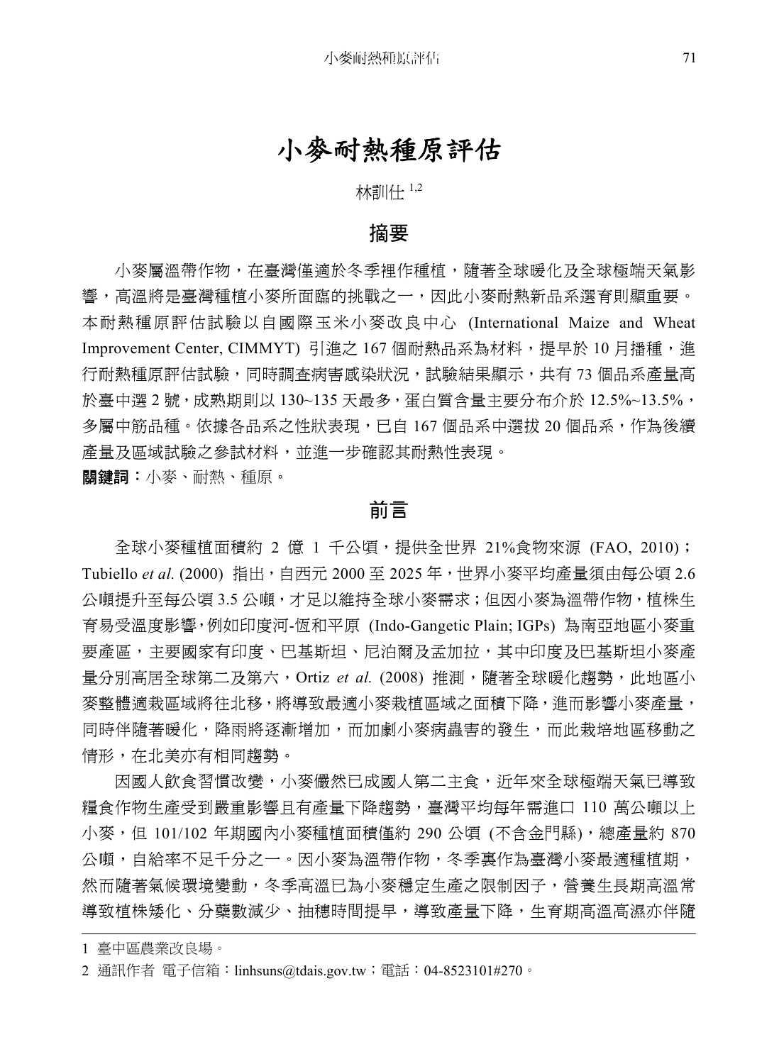# 小麥耐熱種原評估

林訓仕[1,2]

## 摘要

小麥屬溫帶作物，在臺灣僅適於冬季裡作種植，隨著全球暖化及全球極端天氣影響，高溫將是臺灣種植小麥所面臨的挑戰之一，因此小麥耐熱新品系選育則顯重要。本耐熱種原評估試驗以自國際玉米小麥改良中心 (International Maize and Wheat Improvement Center, CIMMYT) 引進之 167 個耐熱品系為材料，提早於 10 月播種，進行耐熱種原評估試驗，同時調查病害感染狀況，試驗結果顯示，共有 73 個品系產量高於臺中選 2 號，成熟期則以 130~135 天最多，蛋白質含量主要分布介於 12.5%~13.5%，多屬中筋品種。依據各品系之性狀表現，已自 167 個品系中選拔 20 個品系，作為後續產量及區域試驗之參試材料，並進一步確認其耐熱性表現。

**關鍵詞**：小麥、耐熱、種原。

## 前言

全球小麥種植面積約 2 億 1 千公頃，提供全世界 21%食物來源 (FAO, 2010)；Tubiello *et al.* (2000) 指出，自西元 2000 至 2025 年，世界小麥平均產量須由每公頃 2.6 公噸提升至每公頃 3.5 公噸，才足以維持全球小麥需求；但因小麥為溫帶作物，植株生育易受溫度影響，例如印度河-恆和平原 (Indo-Gangetic Plain; IGPs) 為南亞地區小麥重要產區，主要國家有印度、巴基斯坦、尼泊爾及孟加拉，其中印度及巴基斯坦小麥產量分別高居全球第二及第六，Ortiz *et al.* (2008) 推測，隨著全球暖化趨勢，此地區小麥整體適栽區域將往北移，將導致最適小麥栽植區域之面積下降，進而影響小麥產量，同時伴隨著暖化，降雨將逐漸增加，而加劇小麥病蟲害的發生，而此栽培地區移動之情形，在北美亦有相同趨勢。

因國人飲食習慣改變，小麥儼然已成國人第二主食，近年來全球極端天氣已導致糧食作物生產受到嚴重影響且有產量下降趨勢，臺灣平均每年需進口 110 萬公噸以上小麥，但 101/102 年期國內小麥種植面積僅約 290 公頃 (不含金門縣)，總產量約 870 公噸，自給率不足千分之一。因小麥為溫帶作物，冬季裏作為臺灣小麥最適種植期，然而隨著氣候環境變動，冬季高溫已為小麥穩定生產之限制因子，營養生長期高溫常導致植株矮化、分蘗數減少、抽穗時間提早，導致產量下降，生育期高溫高濕亦伴隨

---

1 臺中區農業改良場。

2 通訊作者 電子信箱：linhsuns@tdais.gov.tw；電話：04-8523101#270。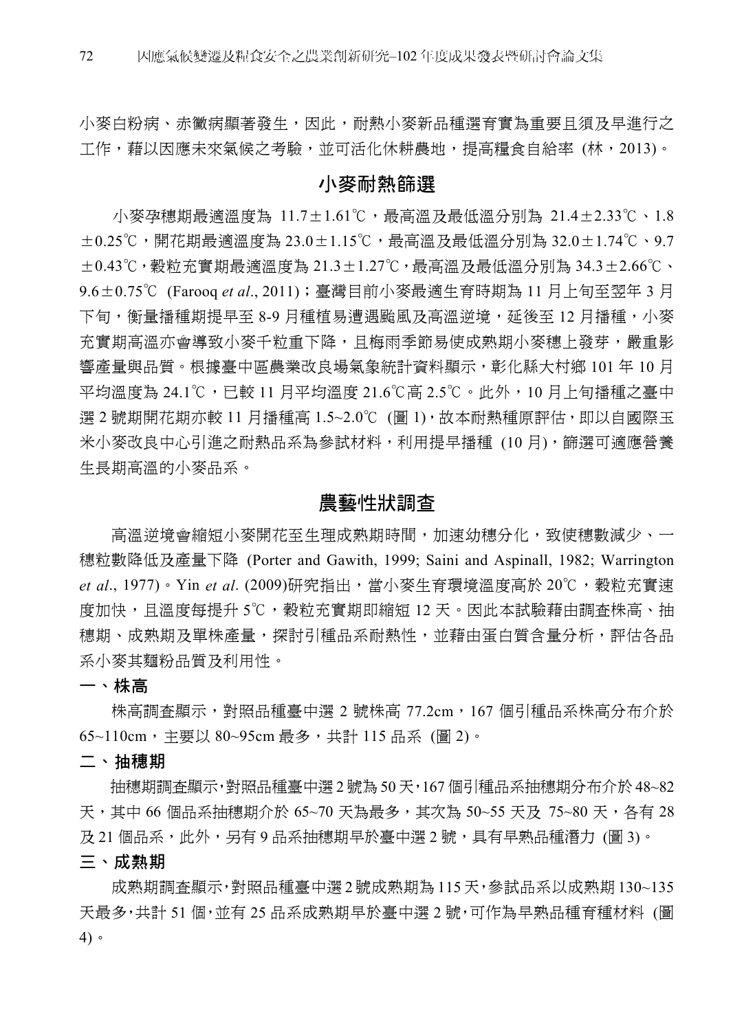小麥白粉病、赤黴病顯著發生，因此，耐熱小麥新品種選育實為重要且須及早進行之工作，藉以因應未來氣候之考驗，並可活化休耕農地，提高糧食自給率 (林，2013)。

## 小麥耐熱篩選

小麥孕穗期最適溫度為 11.7±1.61℃，最高溫及最低溫分別為 21.4±2.33℃、1.8±0.25℃，開花期最適溫度為 23.0±1.15℃，最高溫及最低溫分別為 32.0±1.74℃、9.7±0.43℃，穀粒充實期最適溫度為 21.3±1.27℃，最高溫及最低溫分別為 34.3±2.66℃、9.6±0.75℃ (Farooq *et al*., 2011)；臺灣目前小麥最適生育時期為 11 月上旬至翌年 3 月下旬，衡量播種期提早至 8-9 月種植易遭遇颱風及高溫逆境，延後至 12 月播種，小麥充實期高溫亦會導致小麥千粒重下降，且梅雨季節易使成熟期小麥穗上發芽，嚴重影響產量與品質。根據臺中區農業改良場氣象統計資料顯示，彰化縣大村鄉 101 年 10 月平均溫度為 24.1℃，已較 11 月平均溫度 21.6℃高 2.5℃。此外，10 月上旬播種之臺中選 2 號期開花期亦較 11 月播種高 1.5~2.0℃ (圖 1)，故本耐熱種原評估，即以自國際玉米小麥改良中心引進之耐熱品系為參試材料，利用提早播種 (10 月)，篩選可適應營養生長期高溫的小麥品系。

## 農藝性狀調查

高溫逆境會縮短小麥開花至生理成熟期時間，加速幼穗分化，致使穗數減少、一穗粒數降低及產量下降 (Porter and Gawith, 1999; Saini and Aspinall, 1982; Warrington *et al*., 1977)。Yin *et al*. (2009)研究指出，當小麥生育環境溫度高於 20℃，穀粒充實速度加快，且溫度每提升 5℃，穀粒充實期即縮短 12 天。因此本試驗藉由調查株高、抽穗期、成熟期及單株產量，探討引種品系耐熱性，並藉由蛋白質含量分析，評估各品系小麥其麵粉品質及利用性。

### 一、株高

株高調查顯示，對照品種臺中選 2 號株高 77.2cm，167 個引種品系株高分布介於 65~110cm，主要以 80~95cm 最多，共計 115 品系 (圖 2)。

### 二、抽穗期

抽穗期調查顯示，對照品種臺中選 2 號為 50 天，167 個引種品系抽穗期分布介於 48~82 天，其中 66 個品系抽穗期介於 65~70 天為最多，其次為 50~55 天及 75~80 天，各有 28 及 21 個品系，此外，另有 9 品系抽穗期早於臺中選 2 號，具有早熟品種潛力 (圖 3)。

### 三、成熟期

成熟期調查顯示，對照品種臺中選 2 號成熟期為 115 天，參試品系以成熟期 130~135 天最多，共計 51 個，並有 25 品系成熟期早於臺中選 2 號，可作為早熟品種育種材料 (圖 4)。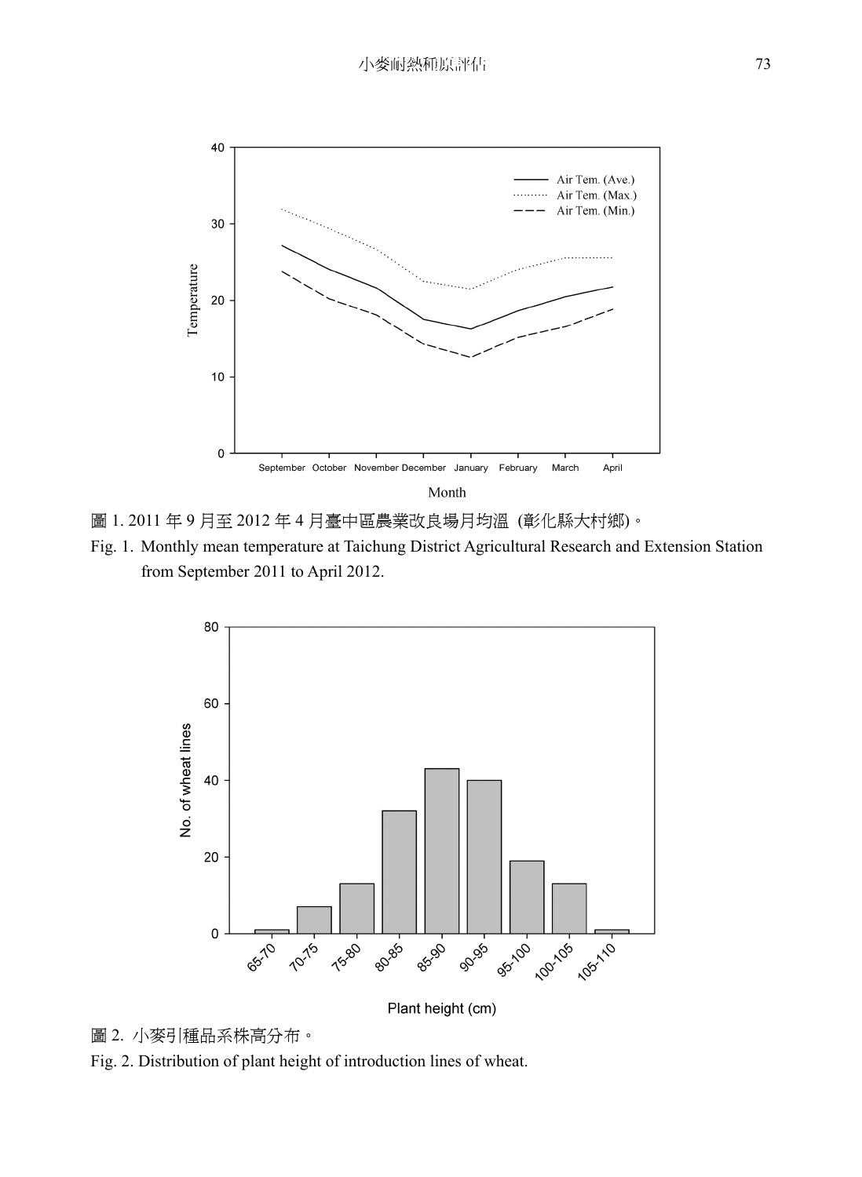圖 1. 2011 年 9 月至 2012 年 4 月臺中區農業改良場月均溫 (彰化縣大村鄉)。

Fig. 1. Monthly mean temperature at Taichung District Agricultural Research and Extension Station from September 2011 to April 2012.

圖 2. 小麥引種品系株高分布。

Fig. 2. Distribution of plant height of introduction lines of wheat.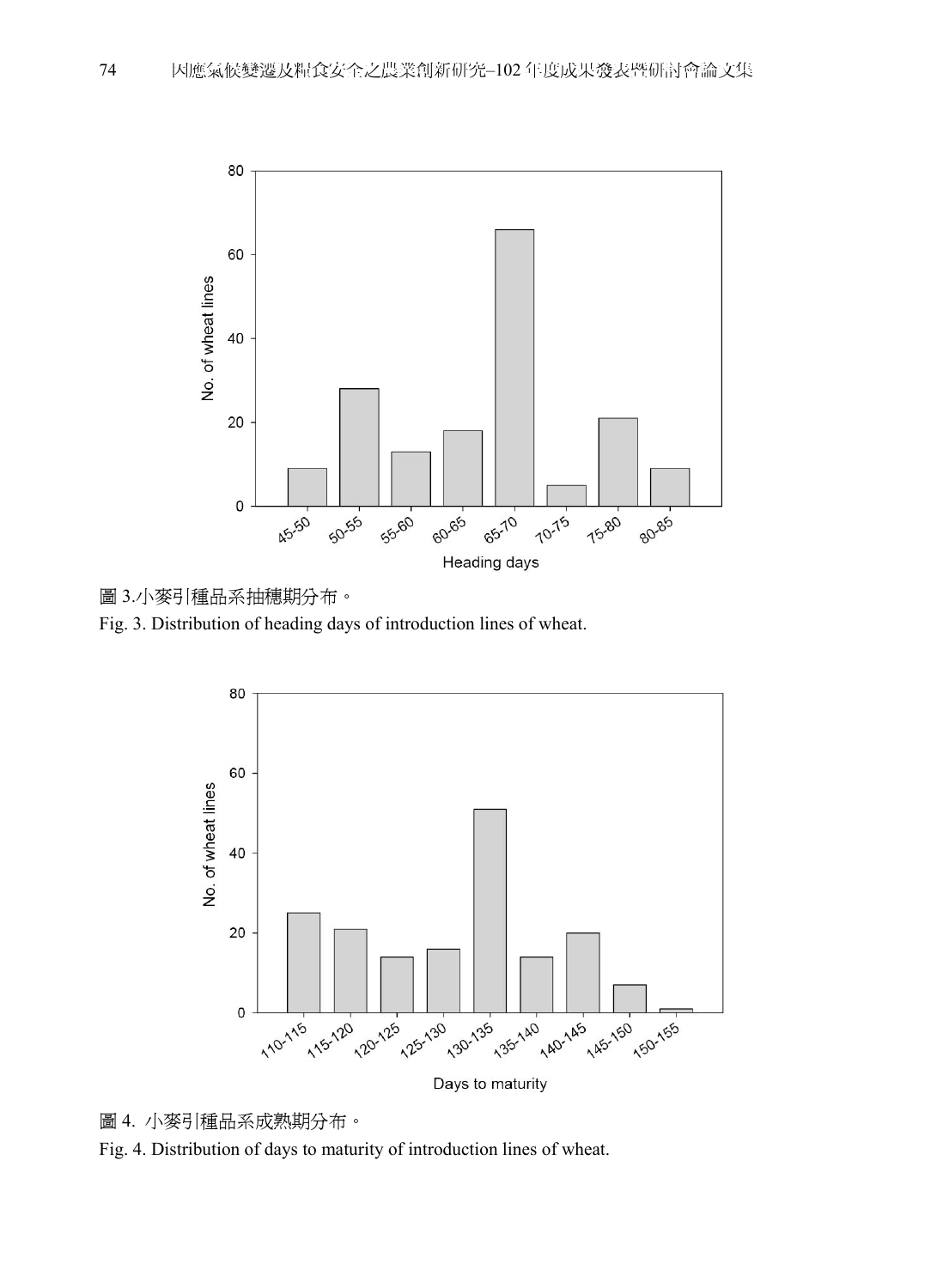圖 3.小麥引種品系抽穗期分布。

Fig. 3. Distribution of heading days of introduction lines of wheat.

圖 4. 小麥引種品系成熟期分布。

Fig. 4. Distribution of days to maturity of introduction lines of wheat.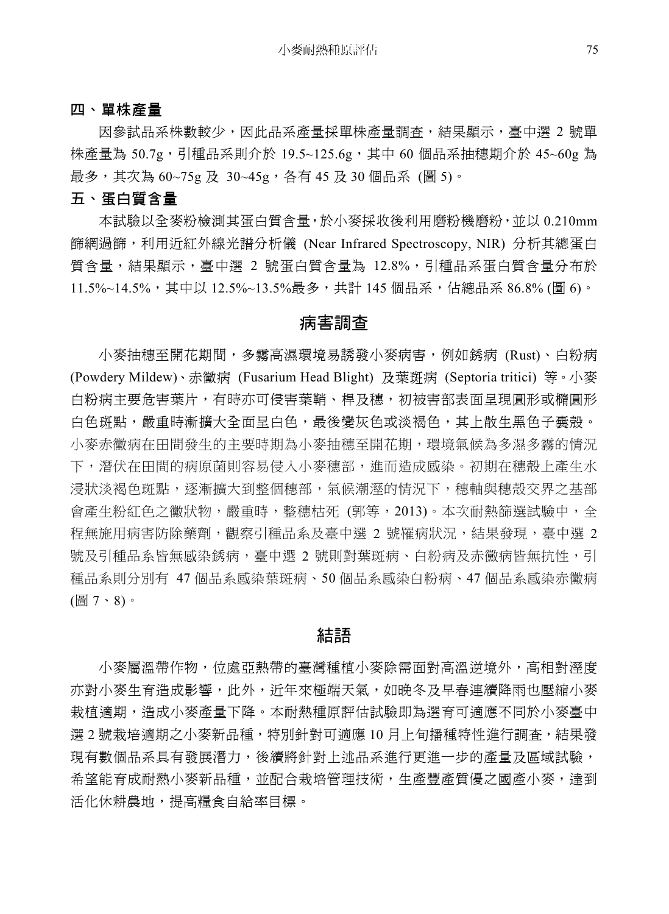### 四、單株產量

因參試品系株數較少，因此品系產量採單株產量調查，結果顯示，臺中選 2 號單株產量為 50.7g，引種品系則介於 19.5~125.6g，其中 60 個品系抽穗期介於 45~60g 為最多，其次為 60~75g 及 30~45g，各有 45 及 30 個品系 (圖 5)。

### 五、蛋白質含量

本試驗以全麥粉檢測其蛋白質含量，於小麥採收後利用磨粉機磨粉，並以 0.210mm 篩網過篩，利用近紅外線光譜分析儀 (Near Infrared Spectroscopy, NIR) 分析其總蛋白質含量，結果顯示，臺中選 2 號蛋白質含量為 12.8%，引種品系蛋白質含量分布於 11.5%~14.5%，其中以 12.5%~13.5%最多，共計 145 個品系，佔總品系 86.8% (圖 6)。

## 病害調查

小麥抽穗至開花期間，多霧高濕環境易誘發小麥病害，例如銹病 (Rust)、白粉病 (Powdery Mildew)、赤黴病 (Fusarium Head Blight) 及葉斑病 (Septoria tritici) 等。小麥白粉病主要危害葉片，有時亦可侵害葉鞘、桿及穗，初被害部表面呈現圓形或橢圓形白色斑點，嚴重時漸擴大全面呈白色，最後變灰色或淡褐色，其上散生黑色子囊殼。小麥赤黴病在田間發生的主要時期為小麥抽穗至開花期，環境氣候為多濕多霧的情況下，潛伏在田間的病原菌則容易侵入小麥穗部，進而造成感染。初期在穗殼上產生水浸狀淡褐色斑點，逐漸擴大到整個穗部，氣候潮溼的情況下，穗軸與穗殼交界之基部會產生粉紅色之黴狀物，嚴重時，整穗枯死 (郭等，2013)。本次耐熱篩選試驗中，全程無施用病害防除藥劑，觀察引種品系及臺中選 2 號罹病狀況，結果發現，臺中選 2 號及引種品系皆無感染銹病，臺中選 2 號則對葉斑病、白粉病及赤黴病皆無抗性，引種品系則分別有 47 個品系感染葉斑病、50 個品系感染白粉病、47 個品系感染赤黴病 (圖 7、8)。

## 結語

小麥屬溫帶作物，位處亞熱帶的臺灣種植小麥除需面對高溫逆境外，高相對溼度亦對小麥生育造成影響，此外，近年來極端天氣，如晚冬及早春連續降雨也壓縮小麥栽植適期，造成小麥產量下降。本耐熱種原評估試驗即為選育可適應不同於小麥臺中選 2 號栽培適期之小麥新品種，特別針對可適應 10 月上旬播種特性進行調查，結果發現有數個品系具有發展潛力，後續將針對上述品系進行更進一步的產量及區域試驗，希望能育成耐熱小麥新品種，並配合栽培管理技術，生產豐產質優之國產小麥，達到活化休耕農地，提高糧食自給率目標。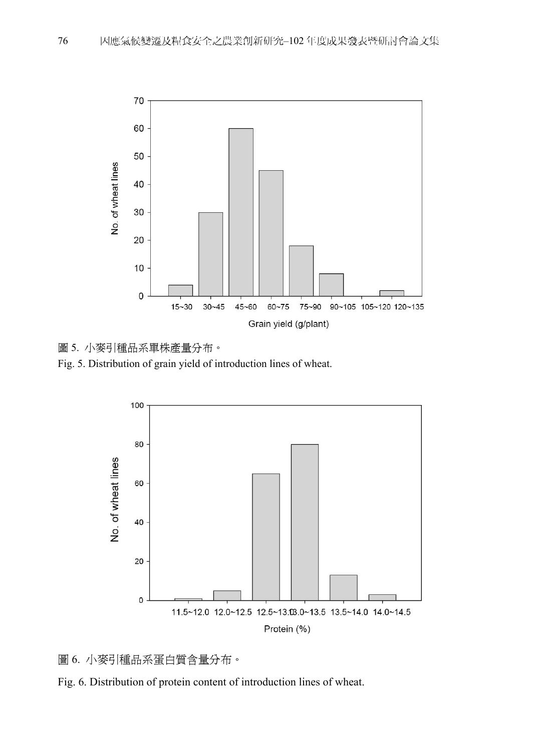圖 5. 小麥引種品系單株產量分布。

Fig. 5. Distribution of grain yield of introduction lines of wheat.

圖 6. 小麥引種品系蛋白質含量分布。

Fig. 6. Distribution of protein content of introduction lines of wheat.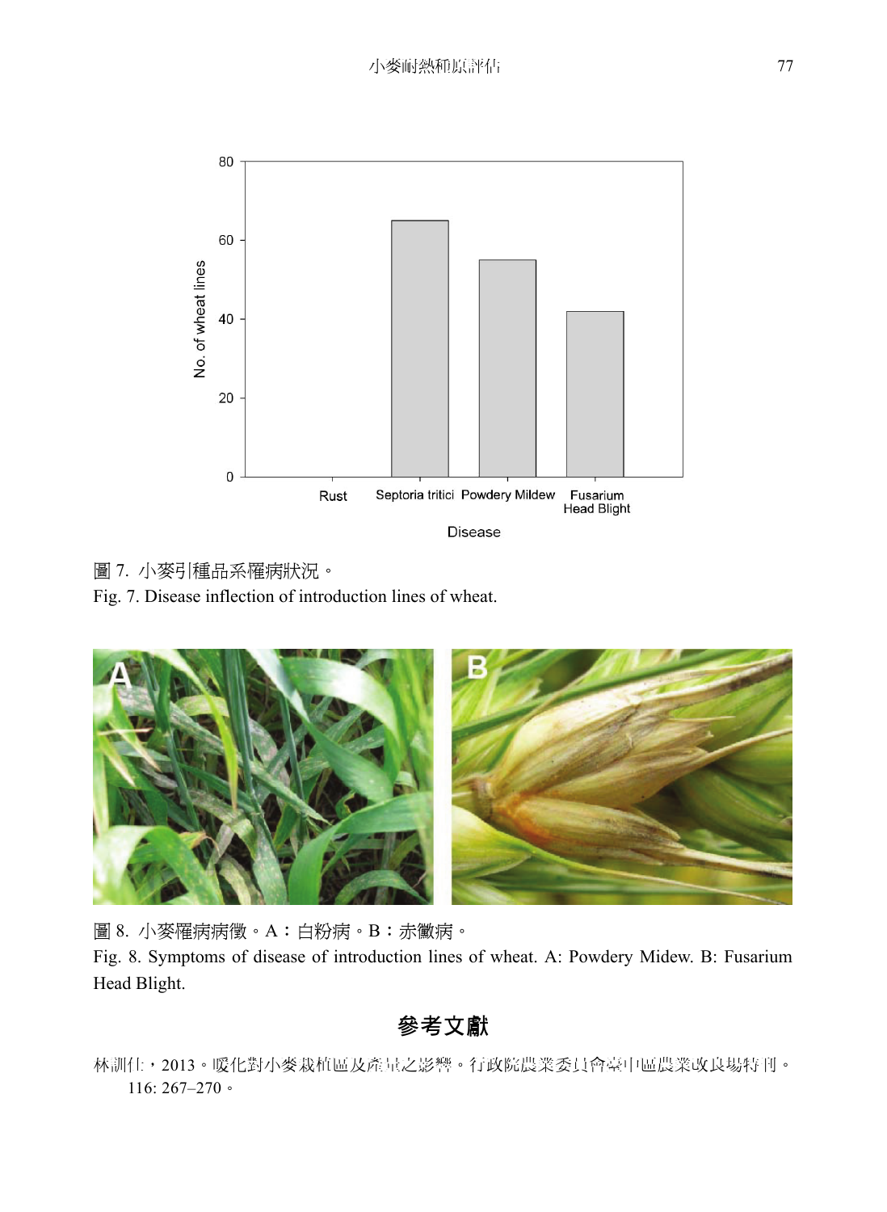圖 7. 小麥引種品系罹病狀況。

Fig. 7. Disease inflection of introduction lines of wheat.

圖 8. 小麥罹病病徵。A：白粉病。B：赤黴病。

Fig. 8. Symptoms of disease of introduction lines of wheat. A: Powdery Midew. B: Fusarium Head Blight.

## 參考文獻

林訓仕，2013。暖化對小麥栽植區及產量之影響。行政院農業委員會臺中區農業改良場特刊。116: 267–270。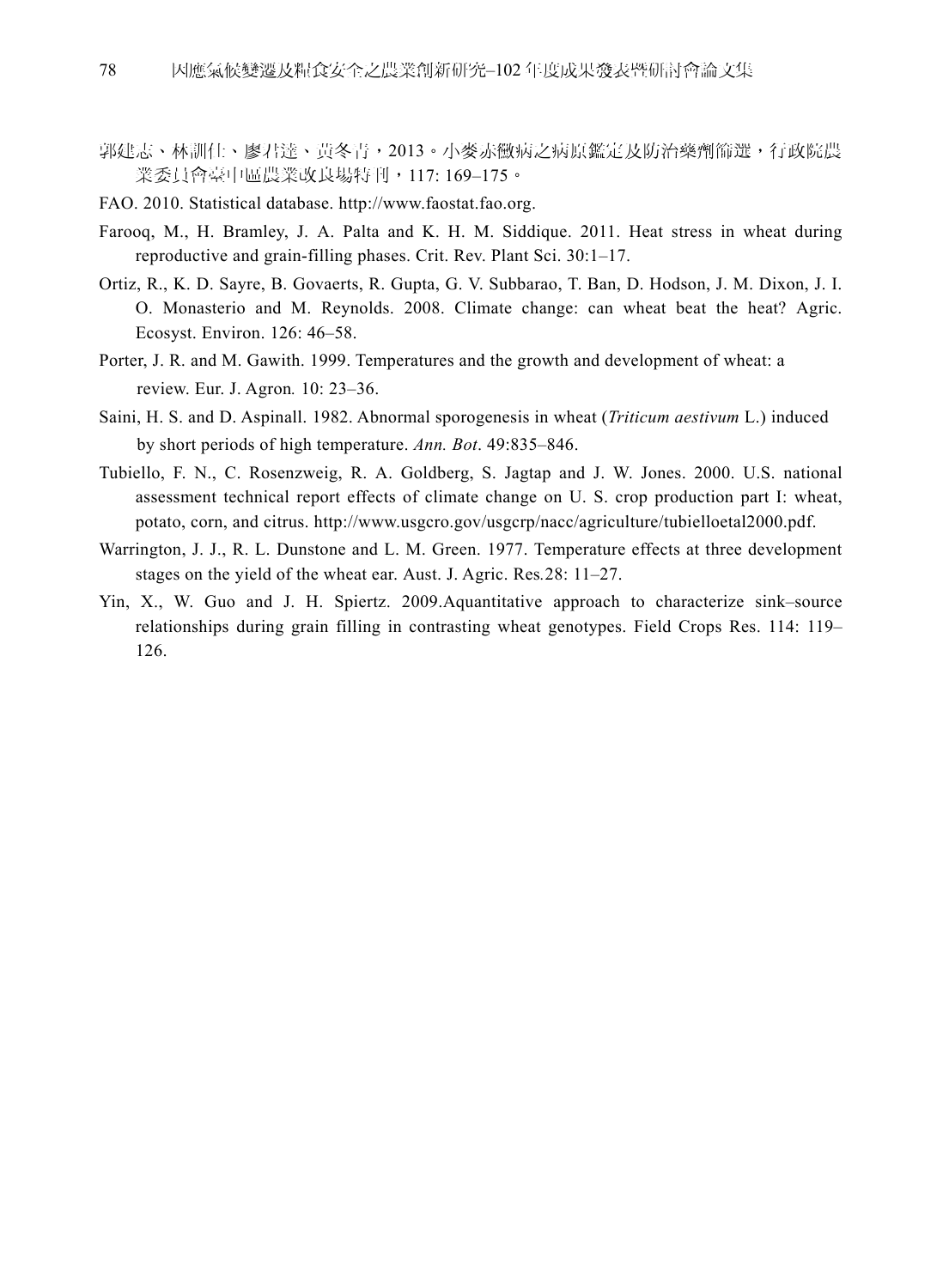郭建志、林訓仕、廖君達、黃冬青，2013。小麥赤黴病之病原鑑定及防治藥劑篩選，行政院農業委員會臺中區農業改良場特刊，117: 169–175。

FAO. 2010. Statistical database. http://www.faostat.fao.org.

Farooq, M., H. Bramley, J. A. Palta and K. H. M. Siddique. 2011. Heat stress in wheat during reproductive and grain-filling phases. Crit. Rev. Plant Sci. 30:1–17.

Ortiz, R., K. D. Sayre, B. Govaerts, R. Gupta, G. V. Subbarao, T. Ban, D. Hodson, J. M. Dixon, J. I. O. Monasterio and M. Reynolds. 2008. Climate change: can wheat beat the heat? Agric. Ecosyst. Environ. 126: 46–58.

Porter, J. R. and M. Gawith. 1999. Temperatures and the growth and development of wheat: a review. Eur. J. Agron. 10: 23–36.

Saini, H. S. and D. Aspinall. 1982. Abnormal sporogenesis in wheat (*Triticum aestivum* L.) induced by short periods of high temperature. *Ann. Bot*. 49:835–846.

Tubiello, F. N., C. Rosenzweig, R. A. Goldberg, S. Jagtap and J. W. Jones. 2000. U.S. national assessment technical report effects of climate change on U. S. crop production part I: wheat, potato, corn, and citrus. http://www.usgcro.gov/usgcrp/nacc/agriculture/tubielloetal2000.pdf.

Warrington, J. J., R. L. Dunstone and L. M. Green. 1977. Temperature effects at three development stages on the yield of the wheat ear. Aust. J. Agric. Res.28: 11–27.

Yin, X., W. Guo and J. H. Spiertz. 2009.Aquantitative approach to characterize sink–source relationships during grain filling in contrasting wheat genotypes. Field Crops Res. 114: 119–126.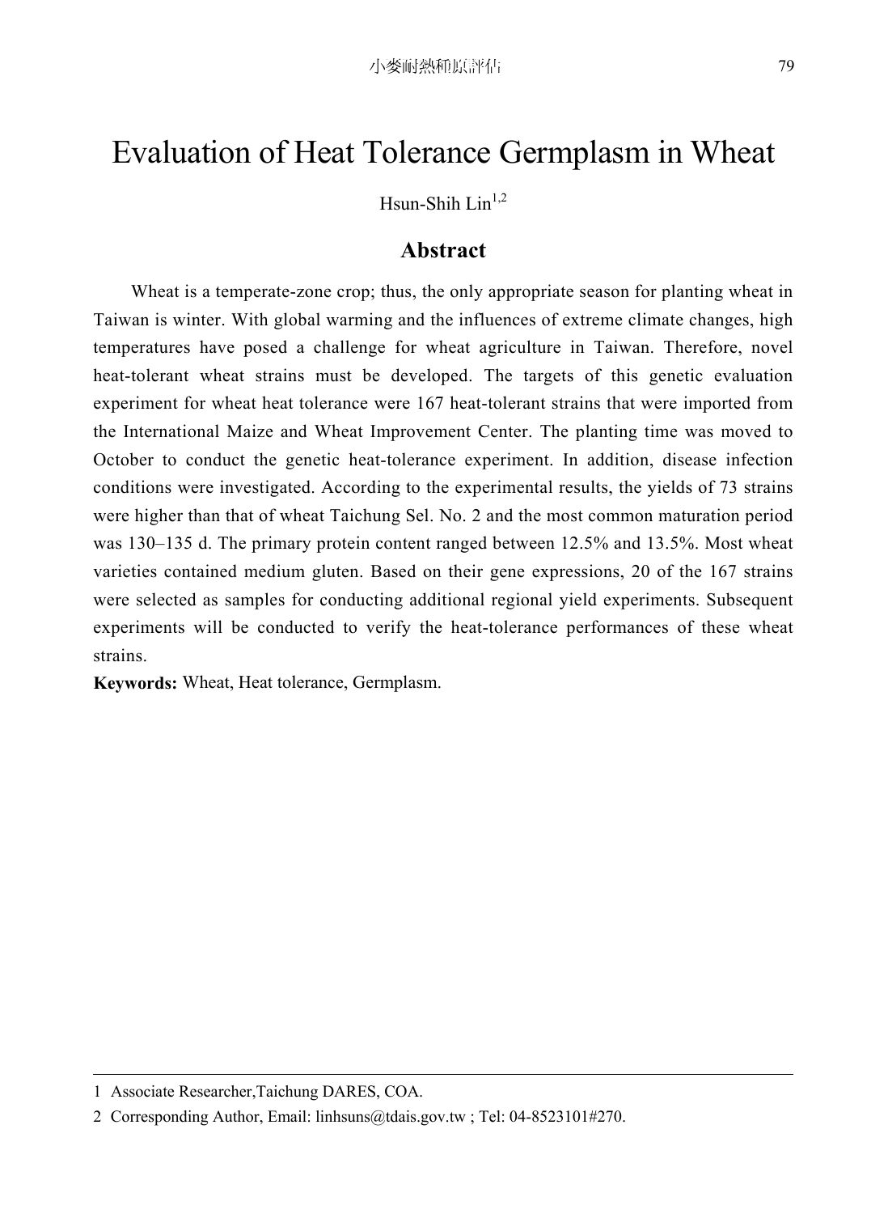# Evaluation of Heat Tolerance Germplasm in Wheat

Hsun-Shih Lin[1,2]

## Abstract

Wheat is a temperate-zone crop; thus, the only appropriate season for planting wheat in Taiwan is winter. With global warming and the influences of extreme climate changes, high temperatures have posed a challenge for wheat agriculture in Taiwan. Therefore, novel heat-tolerant wheat strains must be developed. The targets of this genetic evaluation experiment for wheat heat tolerance were 167 heat-tolerant strains that were imported from the International Maize and Wheat Improvement Center. The planting time was moved to October to conduct the genetic heat-tolerance experiment. In addition, disease infection conditions were investigated. According to the experimental results, the yields of 73 strains were higher than that of wheat Taichung Sel. No. 2 and the most common maturation period was 130–135 d. The primary protein content ranged between 12.5% and 13.5%. Most wheat varieties contained medium gluten. Based on their gene expressions, 20 of the 167 strains were selected as samples for conducting additional regional yield experiments. Subsequent experiments will be conducted to verify the heat-tolerance performances of these wheat strains.

**Keywords:** Wheat, Heat tolerance, Germplasm.

---

1 Associate Researcher,Taichung DARES, COA.

2 Corresponding Author, Email: linhsuns@tdais.gov.tw ; Tel: 04-8523101#270.